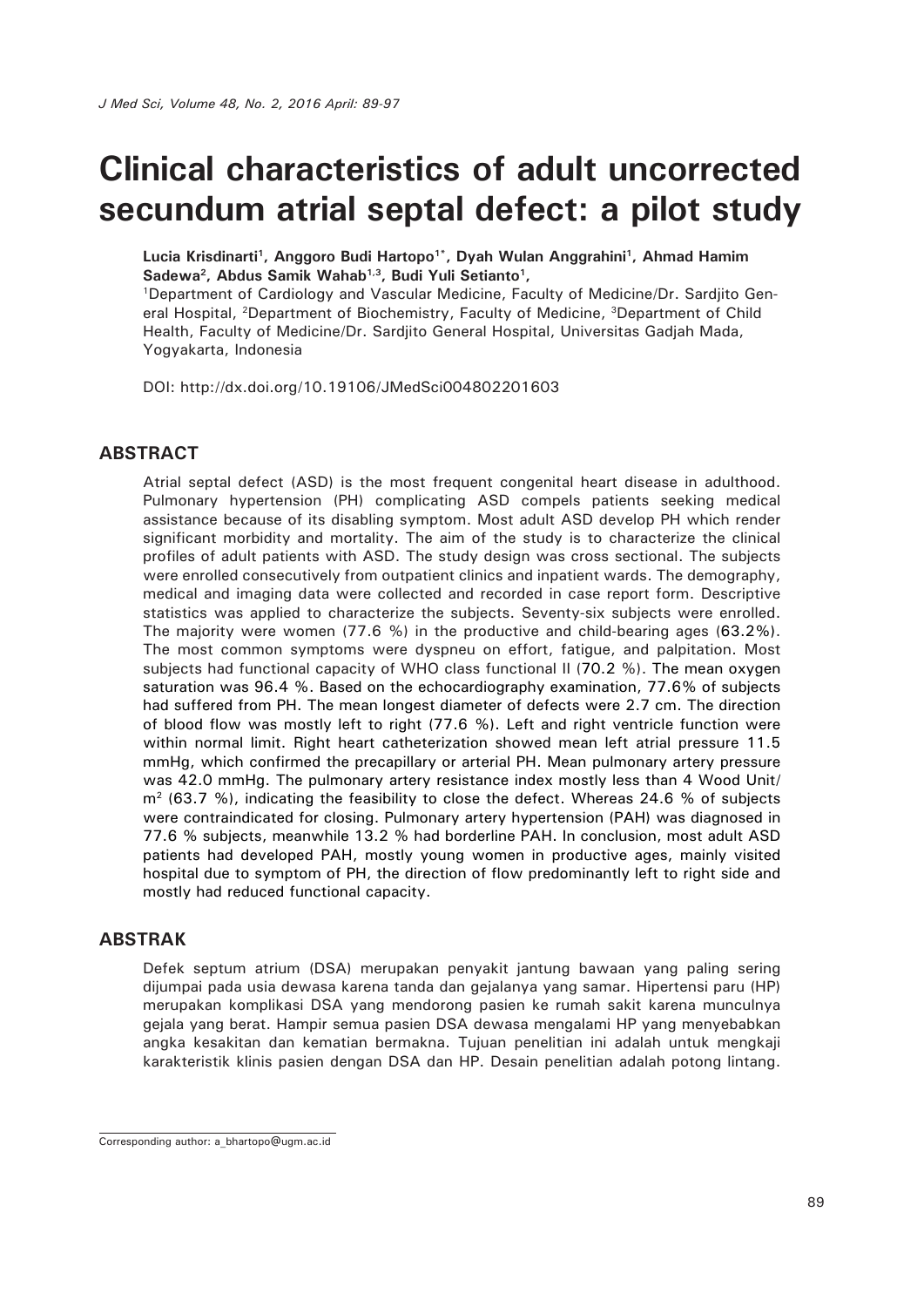# Clinical characteristics of adult uncorrected secundum atrial septal defect: a pilot study

**Lucia Krisdinarti[1], Anggoro Budi Hartopo[1*], Dyah Wulan Anggrahini[1], Ahmad Hamim Sadewa[2], Abdus Samik Wahab[1,3], Budi Yuli Setianto[1],**

[1]Department of Cardiology and Vascular Medicine, Faculty of Medicine/Dr. Sardjito General Hospital, [2]Department of Biochemistry, Faculty of Medicine, [3]Department of Child Health, Faculty of Medicine/Dr. Sardjito General Hospital, Universitas Gadjah Mada, Yogyakarta, Indonesia

DOI: http://dx.doi.org/10.19106/JMedSci004802201603

## ABSTRACT

Atrial septal defect (ASD) is the most frequent congenital heart disease in adulthood. Pulmonary hypertension (PH) complicating ASD compels patients seeking medical assistance because of its disabling symptom. Most adult ASD develop PH which render significant morbidity and mortality. The aim of the study is to characterize the clinical profiles of adult patients with ASD. The study design was cross sectional. The subjects were enrolled consecutively from outpatient clinics and inpatient wards. The demography, medical and imaging data were collected and recorded in case report form. Descriptive statistics was applied to characterize the subjects. Seventy-six subjects were enrolled. The majority were women (77.6 %) in the productive and child-bearing ages (63.2%). The most common symptoms were dyspneu on effort, fatigue, and palpitation. Most subjects had functional capacity of WHO class functional II (70.2 %). The mean oxygen saturation was 96.4 %. Based on the echocardiography examination, 77.6% of subjects had suffered from PH. The mean longest diameter of defects were 2.7 cm. The direction of blood flow was mostly left to right (77.6 %). Left and right ventricle function were within normal limit. Right heart catheterization showed mean left atrial pressure 11.5 mmHg, which confirmed the precapillary or arterial PH. Mean pulmonary artery pressure was 42.0 mmHg. The pulmonary artery resistance index mostly less than 4 Wood Unit/ $m^2$ (63.7 %), indicating the feasibility to close the defect. Whereas 24.6 % of subjects were contraindicated for closing. Pulmonary artery hypertension (PAH) was diagnosed in 77.6 % subjects, meanwhile 13.2 % had borderline PAH. In conclusion, most adult ASD patients had developed PAH, mostly young women in productive ages, mainly visited hospital due to symptom of PH, the direction of flow predominantly left to right side and mostly had reduced functional capacity.

## ABSTRAK

Defek septum atrium (DSA) merupakan penyakit jantung bawaan yang paling sering dijumpai pada usia dewasa karena tanda dan gejalanya yang samar. Hipertensi paru (HP) merupakan komplikasi DSA yang mendorong pasien ke rumah sakit karena munculnya gejala yang berat. Hampir semua pasien DSA dewasa mengalami HP yang menyebabkan angka kesakitan dan kematian bermakna. Tujuan penelitian ini adalah untuk mengkaji karakteristik klinis pasien dengan DSA dan HP. Desain penelitian adalah potong lintang.

Corresponding author: a_bhartopo@ugm.ac.id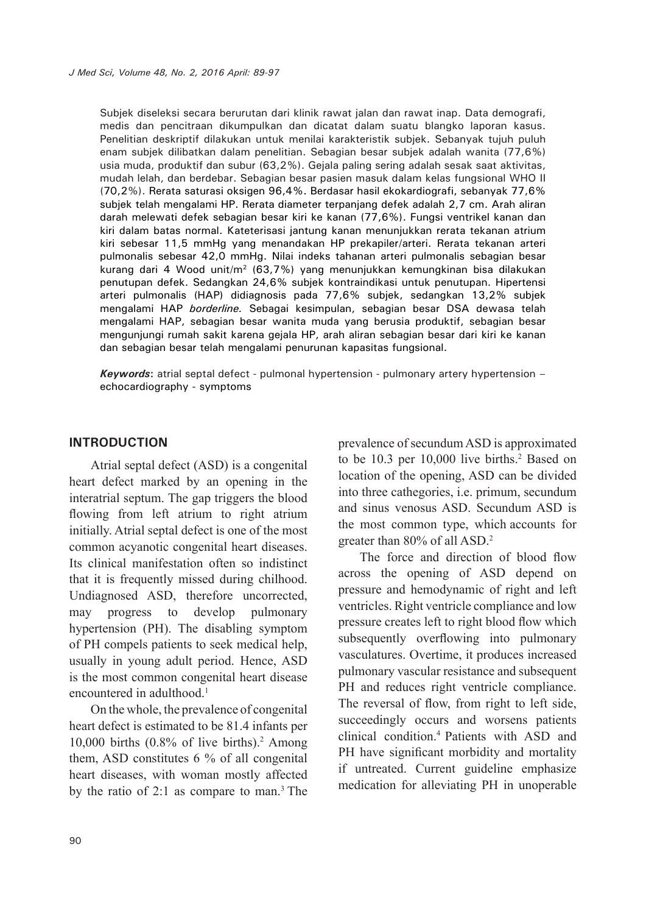Subjek diseleksi secara berurutan dari klinik rawat jalan dan rawat inap. Data demografi, medis dan pencitraan dikumpulkan dan dicatat dalam suatu blangko laporan kasus. Penelitian deskriptif dilakukan untuk menilai karakteristik subjek. Sebanyak tujuh puluh enam subjek dilibatkan dalam penelitian. Sebagian besar subjek adalah wanita (77,6%) usia muda, produktif dan subur (63,2%). Gejala paling sering adalah sesak saat aktivitas, mudah lelah, dan berdebar. Sebagian besar pasien masuk dalam kelas fungsional WHO II (70,2%). Rerata saturasi oksigen 96,4%. Berdasar hasil ekokardiografi, sebanyak 77,6% subjek telah mengalami HP. Rerata diameter terpanjang defek adalah 2,7 cm. Arah aliran darah melewati defek sebagian besar kiri ke kanan (77,6%). Fungsi ventrikel kanan dan kiri dalam batas normal. Kateterisasi jantung kanan menunjukkan rerata tekanan atrium kiri sebesar 11,5 mmHg yang menandakan HP prekapiler/arteri. Rerata tekanan arteri pulmonalis sebesar 42,0 mmHg. Nilai indeks tahanan arteri pulmonalis sebagian besar kurang dari 4 Wood unit/m$^2$ (63,7%) yang menunjukkan kemungkinan bisa dilakukan penutupan defek. Sedangkan 24,6% subjek kontraindikasi untuk penutupan. Hipertensi arteri pulmonalis (HAP) didiagnosis pada 77,6% subjek, sedangkan 13,2% subjek mengalami HAP *borderline.* Sebagai kesimpulan, sebagian besar DSA dewasa telah mengalami HAP, sebagian besar wanita muda yang berusia produktif, sebagian besar mengunjungi rumah sakit karena gejala HP, arah aliran sebagian besar dari kiri ke kanan dan sebagian besar telah mengalami penurunan kapasitas fungsional.

***Keywords*:** atrial septal defect - pulmonal hypertension - pulmonary artery hypertension – echocardiography - symptoms

## INTRODUCTION

Atrial septal defect (ASD) is a congenital heart defect marked by an opening in the interatrial septum. The gap triggers the blood flowing from left atrium to right atrium initially. Atrial septal defect is one of the most common acyanotic congenital heart diseases. Its clinical manifestation often so indistinct that it is frequently missed during chilhood. Undiagnosed ASD, therefore uncorrected, may progress to develop pulmonary hypertension (PH). The disabling symptom of PH compels patients to seek medical help, usually in young adult period. Hence, ASD is the most common congenital heart disease encountered in adulthood.[1]

On the whole, the prevalence of congenital heart defect is estimated to be 81.4 infants per 10,000 births (0.8% of live births).[2] Among them, ASD constitutes 6 % of all congenital heart diseases, with woman mostly affected by the ratio of 2:1 as compare to man.[3] The prevalence of secundum ASD is approximated to be 10.3 per 10,000 live births.[2] Based on location of the opening, ASD can be divided into three cathegories, i.e. primum, secundum and sinus venosus ASD. Secundum ASD is the most common type, which accounts for greater than 80% of all ASD.[2]

The force and direction of blood flow across the opening of ASD depend on pressure and hemodynamic of right and left ventricles. Right ventricle compliance and low pressure creates left to right blood flow which subsequently overflowing into pulmonary vasculatures. Overtime, it produces increased pulmonary vascular resistance and subsequent PH and reduces right ventricle compliance. The reversal of flow, from right to left side, succeedingly occurs and worsens patients clinical condition.[4] Patients with ASD and PH have significant morbidity and mortality if untreated. Current guideline emphasize medication for alleviating PH in unoperable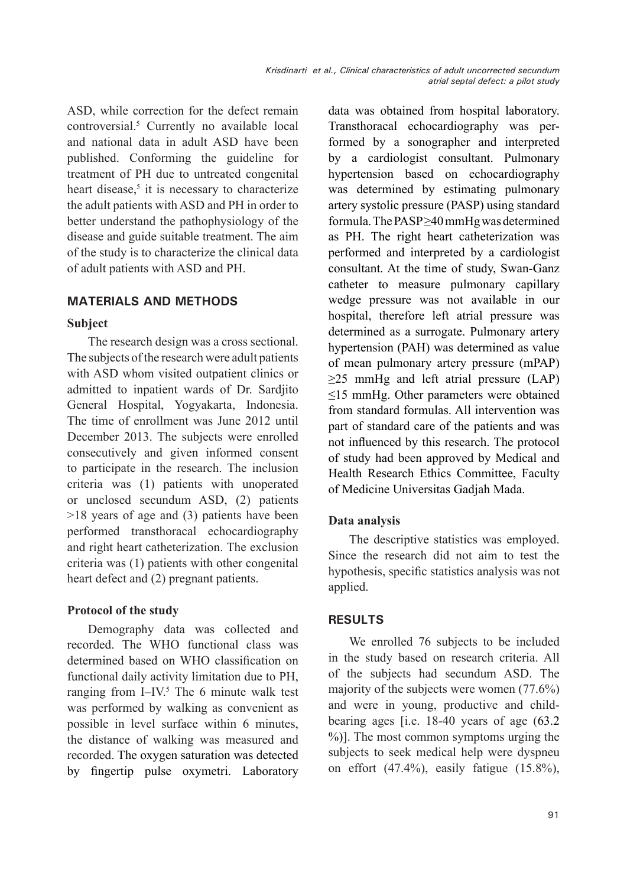ASD, while correction for the defect remain controversial.[5] Currently no available local and national data in adult ASD have been published. Conforming the guideline for treatment of PH due to untreated congenital heart disease,[5] it is necessary to characterize the adult patients with ASD and PH in order to better understand the pathophysiology of the disease and guide suitable treatment. The aim of the study is to characterize the clinical data of adult patients with ASD and PH.

## MATERIALS AND METHODS

### Subject

The research design was a cross sectional. The subjects of the research were adult patients with ASD whom visited outpatient clinics or admitted to inpatient wards of Dr. Sardjito General Hospital, Yogyakarta, Indonesia. The time of enrollment was June 2012 until December 2013. The subjects were enrolled consecutively and given informed consent to participate in the research. The inclusion criteria was (1) patients with unoperated or unclosed secundum ASD, (2) patients >18 years of age and (3) patients have been performed transthoracal echocardiography and right heart catheterization. The exclusion criteria was (1) patients with other congenital heart defect and (2) pregnant patients.

### Protocol of the study

Demography data was collected and recorded. The WHO functional class was determined based on WHO classification on functional daily activity limitation due to PH, ranging from I–IV.[5] The 6 minute walk test was performed by walking as convenient as possible in level surface within 6 minutes, the distance of walking was measured and recorded. The oxygen saturation was detected by fingertip pulse oxymetri. Laboratory data was obtained from hospital laboratory. Transthoracal echocardiography was performed by a sonographer and interpreted by a cardiologist consultant. Pulmonary hypertension based on echocardiography was determined by estimating pulmonary artery systolic pressure (PASP) using standard formula. The PASP≥40 mmHg was determined as PH. The right heart catheterization was performed and interpreted by a cardiologist consultant. At the time of study, Swan-Ganz catheter to measure pulmonary capillary wedge pressure was not available in our hospital, therefore left atrial pressure was determined as a surrogate. Pulmonary artery hypertension (PAH) was determined as value of mean pulmonary artery pressure (mPAP) ≥25 mmHg and left atrial pressure (LAP) ≤15 mmHg. Other parameters were obtained from standard formulas. All intervention was part of standard care of the patients and was not influenced by this research. The protocol of study had been approved by Medical and Health Research Ethics Committee, Faculty of Medicine Universitas Gadjah Mada.

### Data analysis

The descriptive statistics was employed. Since the research did not aim to test the hypothesis, specific statistics analysis was not applied.

## RESULTS

We enrolled 76 subjects to be included in the study based on research criteria. All of the subjects had secundum ASD. The majority of the subjects were women (77.6%) and were in young, productive and child-bearing ages [i.e. 18-40 years of age (63.2 %)]. The most common symptoms urging the subjects to seek medical help were dyspneu on effort (47.4%), easily fatigue (15.8%),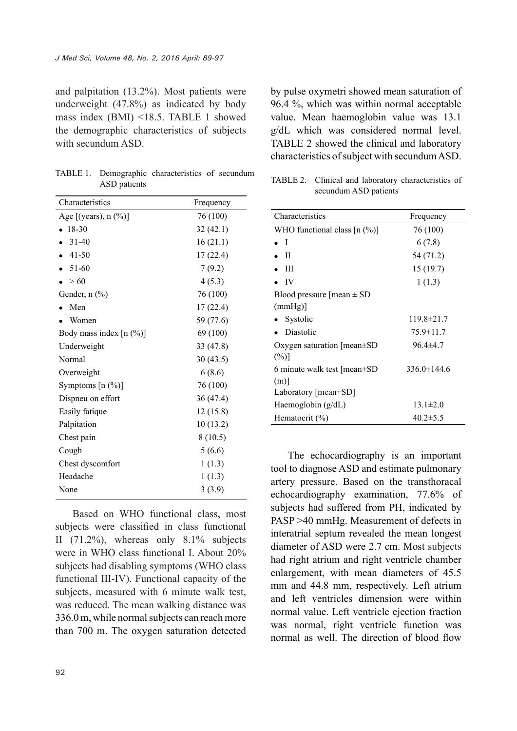and palpitation (13.2%). Most patients were underweight (47.8%) as indicated by body mass index (BMI) <18.5. TABLE 1 showed the demographic characteristics of subjects with secundum ASD.

TABLE 1. Demographic characteristics of secundum ASD patients

| Characteristics | Frequency |
|---|---|
| Age [(years), n (%)] | 76 (100) |
| • 18-30 | 32 (42.1) |
| • 31-40 | 16 (21.1) |
| • 41-50 | 17 (22.4) |
| • 51-60 | 7 (9.2) |
| • > 60 | 4 (5.3) |
| Gender, n (%) | 76 (100) |
| • Men | 17 (22.4) |
| • Women | 59 (77.6) |
| Body mass index [n (%)] | 69 (100) |
| Underweight | 33 (47.8) |
| Normal | 30 (43.5) |
| Overweight | 6 (8.6) |
| Symptoms [n (%)] | 76 (100) |
| Dispneu on effort | 36 (47.4) |
| Easily fatique | 12 (15.8) |
| Palpitation | 10 (13.2) |
| Chest pain | 8 (10.5) |
| Cough | 5 (6.6) |
| Chest dyscomfort | 1 (1.3) |
| Headache | 1 (1.3) |
| None | 3 (3.9) |

Based on WHO functional class, most subjects were classified in class functional II (71.2%), whereas only 8.1% subjects were in WHO class functional I. About 20% subjects had disabling symptoms (WHO class functional III-IV). Functional capacity of the subjects, measured with 6 minute walk test, was reduced. The mean walking distance was 336.0 m, while normal subjects can reach more than 700 m. The oxygen saturation detected by pulse oxymetri showed mean saturation of 96.4 %, which was within normal acceptable value. Mean haemoglobin value was 13.1 g/dL which was considered normal level. TABLE 2 showed the clinical and laboratory characteristics of subject with secundum ASD.

TABLE 2. Clinical and laboratory characteristics of secundum ASD patients

| Characteristics | Frequency |
|---|---|
| WHO functional class [n (%)] | 76 (100) |
| • I | 6 (7.8) |
| • II | 54 (71.2) |
| • III | 15 (19.7) |
| • IV | 1 (1.3) |
| Blood pressure [mean ± SD (mmHg)] | |
| • Systolic | 119.8±21.7 |
| • Diastolic | 75.9±11.7 |
| Oxygen saturation [mean±SD (%)] | 96.4±4.7 |
| 6 minute walk test [mean±SD (m)] | 336.0±144.6 |
| Laboratory [mean±SD] | |
| Haemoglobin (g/dL) | 13.1±2.0 |
| Hematocrit (%) | 40.2±5.5 |

The echocardiography is an important tool to diagnose ASD and estimate pulmonary artery pressure. Based on the transthoracal echocardiography examination, 77.6% of subjects had suffered from PH, indicated by PASP >40 mmHg. Measurement of defects in interatrial septum revealed the mean longest diameter of ASD were 2.7 cm. Most subjects had right atrium and right ventricle chamber enlargement, with mean diameters of 45.5 mm and 44.8 mm, respectively. Left atrium and left ventricles dimension were within normal value. Left ventricle ejection fraction was normal, right ventricle function was normal as well. The direction of blood flow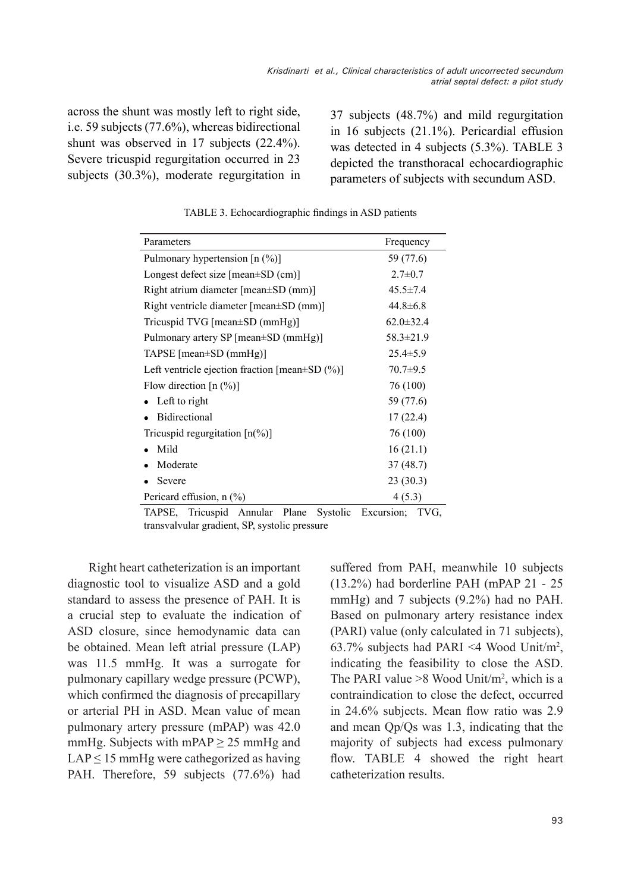across the shunt was mostly left to right side, i.e. 59 subjects (77.6%), whereas bidirectional shunt was observed in 17 subjects (22.4%). Severe tricuspid regurgitation occurred in 23 subjects (30.3%), moderate regurgitation in 37 subjects (48.7%) and mild regurgitation in 16 subjects (21.1%). Pericardial effusion was detected in 4 subjects (5.3%). TABLE 3 depicted the transthoracal echocardiographic parameters of subjects with secundum ASD.

TABLE 3. Echocardiographic findings in ASD patients

| Parameters | Frequency |
|---|---|
| Pulmonary hypertension [n (%)] | 59 (77.6) |
| Longest defect size [mean±SD (cm)] | 2.7±0.7 |
| Right atrium diameter [mean±SD (mm)] | 45.5±7.4 |
| Right ventricle diameter [mean±SD (mm)] | 44.8±6.8 |
| Tricuspid TVG [mean±SD (mmHg)] | 62.0±32.4 |
| Pulmonary artery SP [mean±SD (mmHg)] | 58.3±21.9 |
| TAPSE [mean±SD (mmHg)] | 25.4±5.9 |
| Left ventricle ejection fraction [mean±SD (%)] | 70.7±9.5 |
| Flow direction [n (%)] | 76 (100) |
| • Left to right | 59 (77.6) |
| • Bidirectional | 17 (22.4) |
| Tricuspid regurgitation [n(%)] | 76 (100) |
| • Mild | 16 (21.1) |
| • Moderate | 37 (48.7) |
| • Severe | 23 (30.3) |
| Pericard effusion, n (%) | 4 (5.3) |

TAPSE, Tricuspid Annular Plane Systolic Excursion; TVG, transvalvular gradient, SP, systolic pressure

Right heart catheterization is an important diagnostic tool to visualize ASD and a gold standard to assess the presence of PAH. It is a crucial step to evaluate the indication of ASD closure, since hemodynamic data can be obtained. Mean left atrial pressure (LAP) was 11.5 mmHg. It was a surrogate for pulmonary capillary wedge pressure (PCWP), which confirmed the diagnosis of precapillary or arterial PH in ASD. Mean value of mean pulmonary artery pressure (mPAP) was 42.0 mmHg. Subjects with mPAP $\geq$ 25 mmHg and LAP $\leq$ 15 mmHg were cathegorized as having PAH. Therefore, 59 subjects (77.6%) had suffered from PAH, meanwhile 10 subjects (13.2%) had borderline PAH (mPAP 21 - 25 mmHg) and 7 subjects (9.2%) had no PAH. Based on pulmonary artery resistance index (PARI) value (only calculated in 71 subjects), 63.7% subjects had PARI <4 Wood Unit/m$^2$, indicating the feasibility to close the ASD. The PARI value >8 Wood Unit/m$^2$, which is a contraindication to close the defect, occurred in 24.6% subjects. Mean flow ratio was 2.9 and mean Qp/Qs was 1.3, indicating that the majority of subjects had excess pulmonary flow. TABLE 4 showed the right heart catheterization results.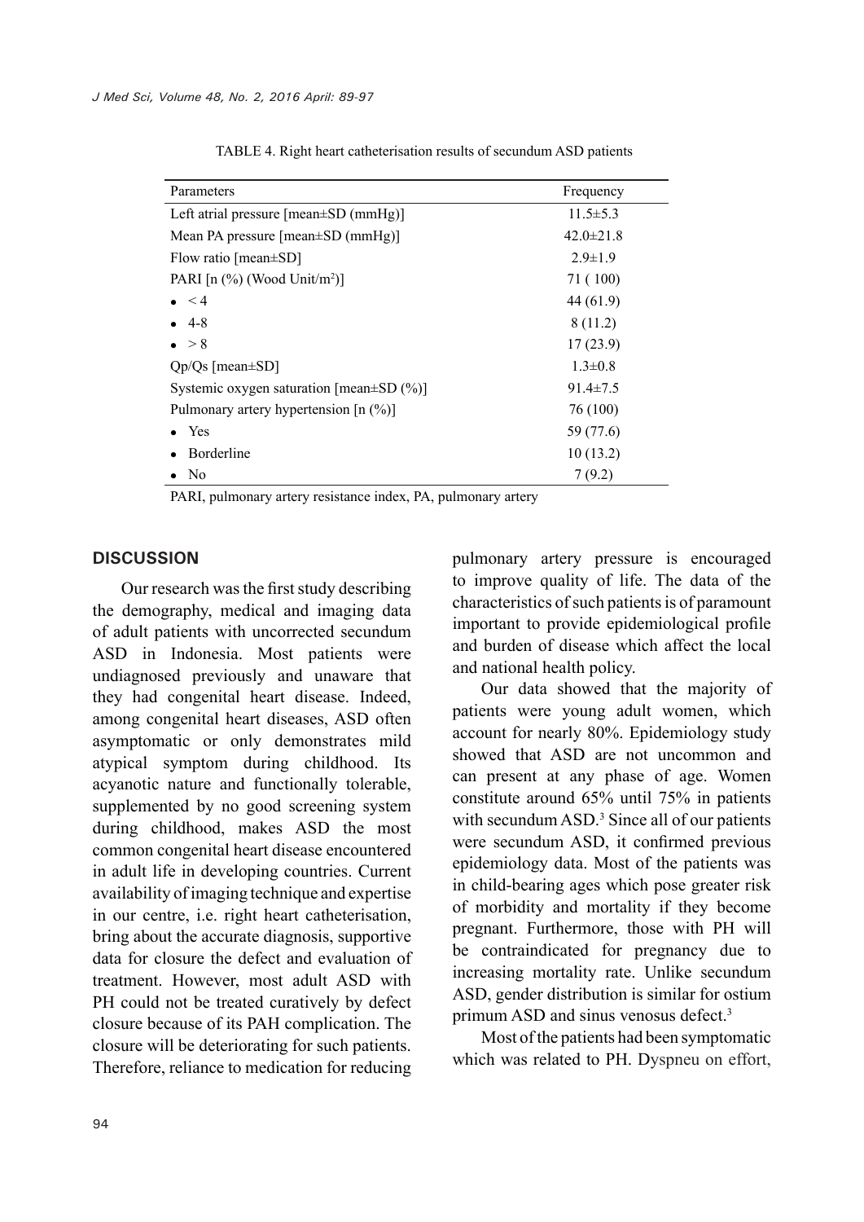TABLE 4. Right heart catheterisation results of secundum ASD patients

| Parameters | Frequency |
|---|---|
| Left atrial pressure [mean±SD (mmHg)] | 11.5±5.3 |
| Mean PA pressure [mean±SD (mmHg)] | 42.0±21.8 |
| Flow ratio [mean±SD] | 2.9±1.9 |
| PARI [n (%) (Wood Unit/m$^2$)] | 71 ( 100) |
| • < 4 | 44 (61.9) |
| • 4-8 | 8 (11.2) |
| • > 8 | 17 (23.9) |
| Qp/Qs [mean±SD] | 1.3±0.8 |
| Systemic oxygen saturation [mean±SD (%)] | 91.4±7.5 |
| Pulmonary artery hypertension [n (%)] | 76 (100) |
| • Yes | 59 (77.6) |
| • Borderline | 10 (13.2) |
| • No | 7 (9.2) |

PARI, pulmonary artery resistance index, PA, pulmonary artery

## DISCUSSION

Our research was the first study describing the demography, medical and imaging data of adult patients with uncorrected secundum ASD in Indonesia. Most patients were undiagnosed previously and unaware that they had congenital heart disease. Indeed, among congenital heart diseases, ASD often asymptomatic or only demonstrates mild atypical symptom during childhood. Its acyanotic nature and functionally tolerable, supplemented by no good screening system during childhood, makes ASD the most common congenital heart disease encountered in adult life in developing countries. Current availability of imaging technique and expertise in our centre, i.e. right heart catheterisation, bring about the accurate diagnosis, supportive data for closure the defect and evaluation of treatment. However, most adult ASD with PH could not be treated curatively by defect closure because of its PAH complication. The closure will be deteriorating for such patients. Therefore, reliance to medication for reducing pulmonary artery pressure is encouraged to improve quality of life. The data of the characteristics of such patients is of paramount important to provide epidemiological profile and burden of disease which affect the local and national health policy.

Our data showed that the majority of patients were young adult women, which account for nearly 80%. Epidemiology study showed that ASD are not uncommon and can present at any phase of age. Women constitute around 65% until 75% in patients with secundum ASD.[3] Since all of our patients were secundum ASD, it confirmed previous epidemiology data. Most of the patients was in child-bearing ages which pose greater risk of morbidity and mortality if they become pregnant. Furthermore, those with PH will be contraindicated for pregnancy due to increasing mortality rate. Unlike secundum ASD, gender distribution is similar for ostium primum ASD and sinus venosus defect.[3]

Most of the patients had been symptomatic which was related to PH. Dyspneu on effort,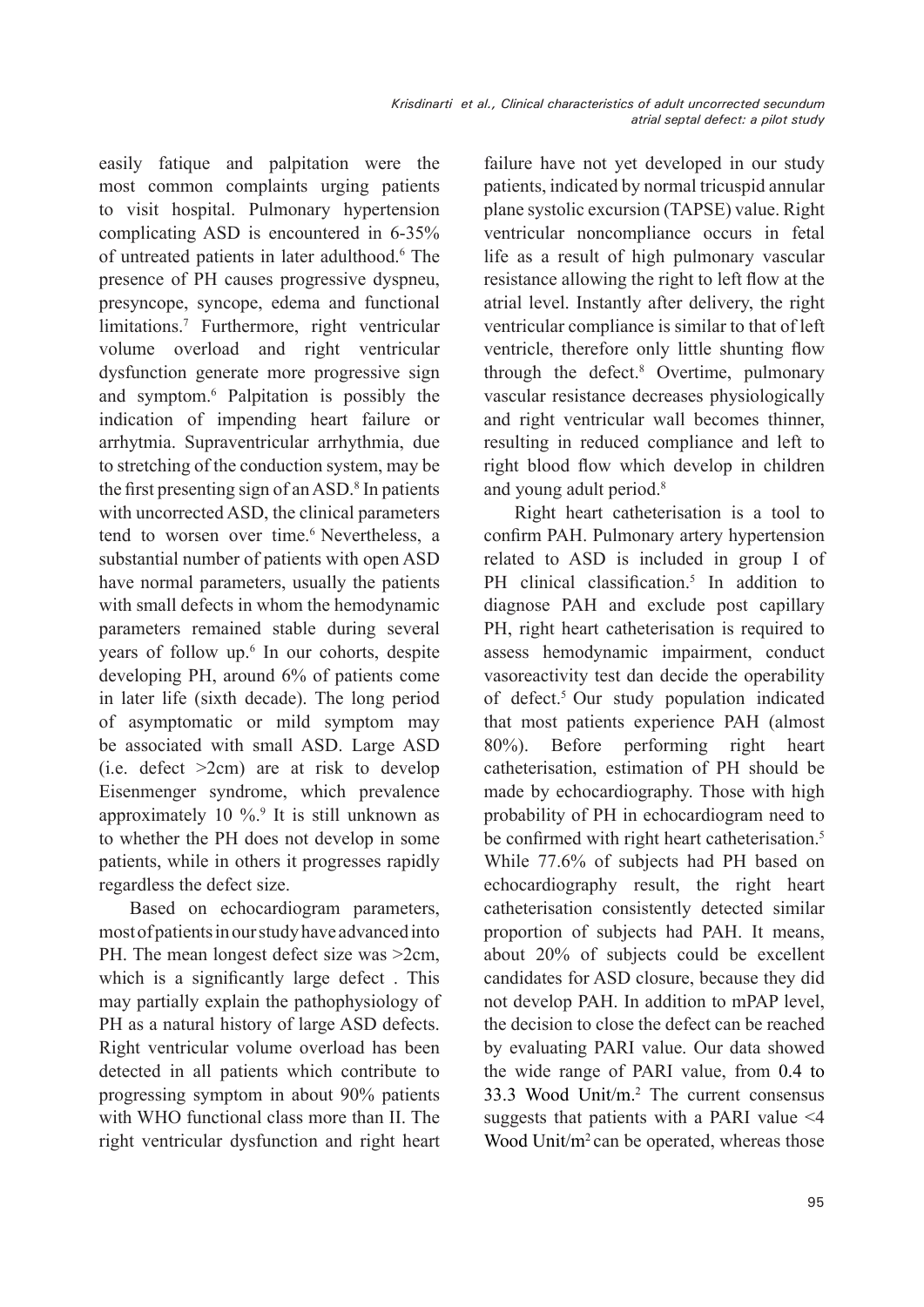easily fatique and palpitation were the most common complaints urging patients to visit hospital. Pulmonary hypertension complicating ASD is encountered in 6-35% of untreated patients in later adulthood.[6] The presence of PH causes progressive dyspneu, presyncope, syncope, edema and functional limitations.[7] Furthermore, right ventricular volume overload and right ventricular dysfunction generate more progressive sign and symptom.[6] Palpitation is possibly the indication of impending heart failure or arrhytmia. Supraventricular arrhythmia, due to stretching of the conduction system, may be the first presenting sign of an ASD.[8] In patients with uncorrected ASD, the clinical parameters tend to worsen over time.[6] Nevertheless, a substantial number of patients with open ASD have normal parameters, usually the patients with small defects in whom the hemodynamic parameters remained stable during several years of follow up.[6] In our cohorts, despite developing PH, around 6% of patients come in later life (sixth decade). The long period of asymptomatic or mild symptom may be associated with small ASD. Large ASD (i.e. defect >2cm) are at risk to develop Eisenmenger syndrome, which prevalence approximately 10 %.[9] It is still unknown as to whether the PH does not develop in some patients, while in others it progresses rapidly regardless the defect size.

Based on echocardiogram parameters, most of patients in our study have advanced into PH. The mean longest defect size was >2cm, which is a significantly large defect . This may partially explain the pathophysiology of PH as a natural history of large ASD defects. Right ventricular volume overload has been detected in all patients which contribute to progressing symptom in about 90% patients with WHO functional class more than II. The right ventricular dysfunction and right heart failure have not yet developed in our study patients, indicated by normal tricuspid annular plane systolic excursion (TAPSE) value. Right ventricular noncompliance occurs in fetal life as a result of high pulmonary vascular resistance allowing the right to left flow at the atrial level. Instantly after delivery, the right ventricular compliance is similar to that of left ventricle, therefore only little shunting flow through the defect.[8] Overtime, pulmonary vascular resistance decreases physiologically and right ventricular wall becomes thinner, resulting in reduced compliance and left to right blood flow which develop in children and young adult period.[8]

Right heart catheterisation is a tool to confirm PAH. Pulmonary artery hypertension related to ASD is included in group I of PH clinical classification.[5] In addition to diagnose PAH and exclude post capillary PH, right heart catheterisation is required to assess hemodynamic impairment, conduct vasoreactivity test dan decide the operability of defect.[5] Our study population indicated that most patients experience PAH (almost 80%). Before performing right heart catheterisation, estimation of PH should be made by echocardiography. Those with high probability of PH in echocardiogram need to be confirmed with right heart catheterisation.[5] While 77.6% of subjects had PH based on echocardiography result, the right heart catheterisation consistently detected similar proportion of subjects had PAH. It means, about 20% of subjects could be excellent candidates for ASD closure, because they did not develop PAH. In addition to mPAP level, the decision to close the defect can be reached by evaluating PARI value. Our data showed the wide range of PARI value, from 0.4 to 33.3 Wood Unit/m.[2] The current consensus suggests that patients with a PARI value <4 Wood Unit/$m^2$ can be operated, whereas those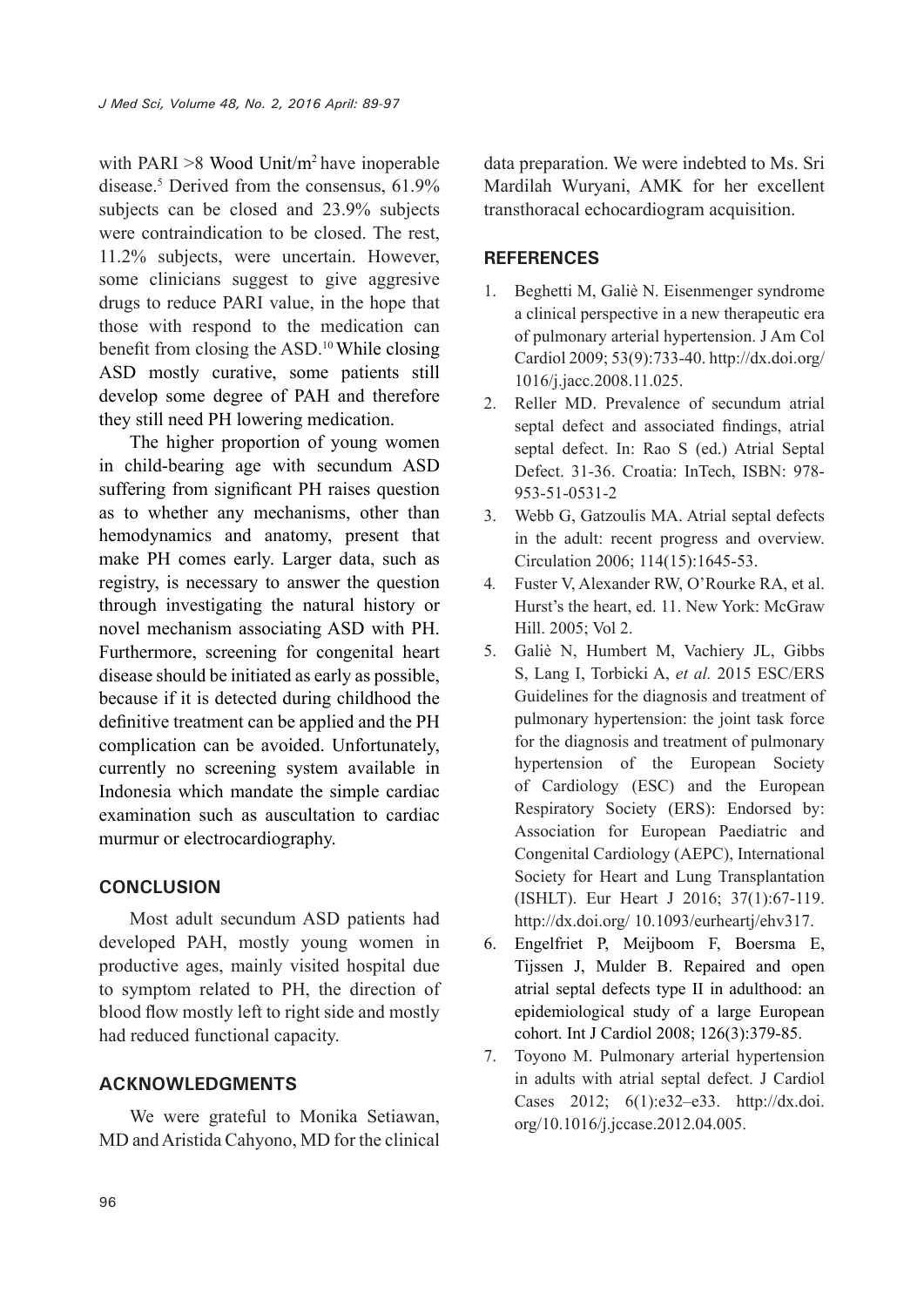with PARI >8 Wood Unit/m$^2$ have inoperable disease.[5] Derived from the consensus, 61.9% subjects can be closed and 23.9% subjects were contraindication to be closed. The rest, 11.2% subjects, were uncertain. However, some clinicians suggest to give aggresive drugs to reduce PARI value, in the hope that those with respond to the medication can benefit from closing the ASD.[10] While closing ASD mostly curative, some patients still develop some degree of PAH and therefore they still need PH lowering medication.

The higher proportion of young women in child-bearing age with secundum ASD suffering from significant PH raises question as to whether any mechanisms, other than hemodynamics and anatomy, present that make PH comes early. Larger data, such as registry, is necessary to answer the question through investigating the natural history or novel mechanism associating ASD with PH. Furthermore, screening for congenital heart disease should be initiated as early as possible, because if it is detected during childhood the definitive treatment can be applied and the PH complication can be avoided. Unfortunately, currently no screening system available in Indonesia which mandate the simple cardiac examination such as auscultation to cardiac murmur or electrocardiography.

## CONCLUSION

Most adult secundum ASD patients had developed PAH, mostly young women in productive ages, mainly visited hospital due to symptom related to PH, the direction of blood flow mostly left to right side and mostly had reduced functional capacity.

## ACKNOWLEDGMENTS

We were grateful to Monika Setiawan, MD and Aristida Cahyono, MD for the clinical data preparation. We were indebted to Ms. Sri Mardilah Wuryani, AMK for her excellent transthoracal echocardiogram acquisition.

## REFERENCES

1. Beghetti M, Galiè N. Eisenmenger syndrome a clinical perspective in a new therapeutic era of pulmonary arterial hypertension. J Am Col Cardiol 2009; 53(9):733-40. http://dx.doi.org/1016/j.jacc.2008.11.025.
2. Reller MD. Prevalence of secundum atrial septal defect and associated findings, atrial septal defect. In: Rao S (ed.) Atrial Septal Defect. 31-36. Croatia: InTech, ISBN: 978-953-51-0531-2
3. Webb G, Gatzoulis MA. Atrial septal defects in the adult: recent progress and overview. Circulation 2006; 114(15):1645-53.
4. Fuster V, Alexander RW, O'Rourke RA, et al. Hurst's the heart, ed. 11. New York: McGraw Hill. 2005; Vol 2.
5. Galiè N, Humbert M, Vachiery JL, Gibbs S, Lang I, Torbicki A, *et al.* 2015 ESC/ERS Guidelines for the diagnosis and treatment of pulmonary hypertension: the joint task force for the diagnosis and treatment of pulmonary hypertension of the European Society of Cardiology (ESC) and the European Respiratory Society (ERS): Endorsed by: Association for European Paediatric and Congenital Cardiology (AEPC), International Society for Heart and Lung Transplantation (ISHLT). Eur Heart J 2016; 37(1):67-119. http://dx.doi.org/ 10.1093/eurheartj/ehv317.
6. Engelfriet P, Meijboom F, Boersma E, Tijssen J, Mulder B. Repaired and open atrial septal defects type II in adulthood: an epidemiological study of a large European cohort. Int J Cardiol 2008; 126(3):379-85.
7. Toyono M. Pulmonary arterial hypertension in adults with atrial septal defect. J Cardiol Cases 2012; 6(1):e32–e33. http://dx.doi.org/10.1016/j.jccase.2012.04.005.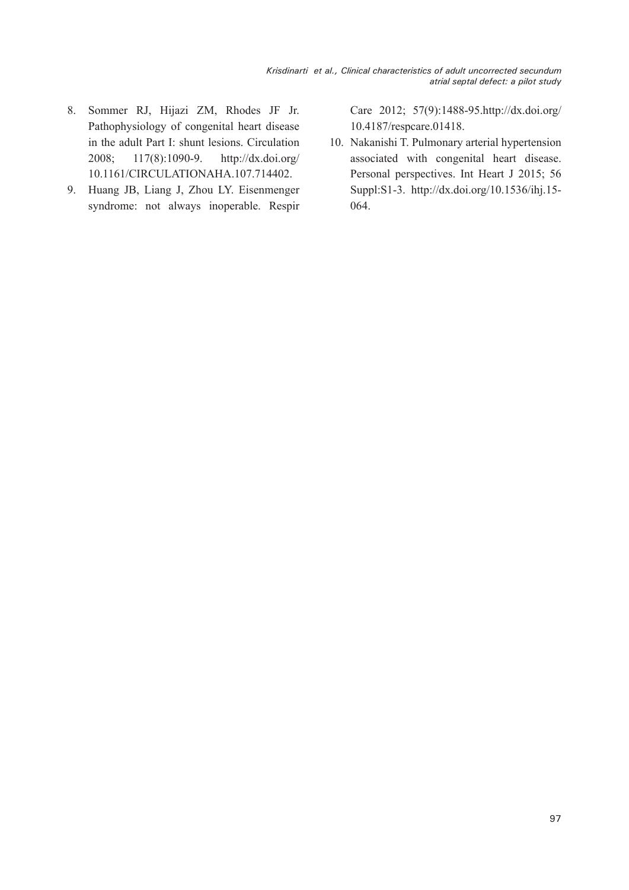8. Sommer RJ, Hijazi ZM, Rhodes JF Jr. Pathophysiology of congenital heart disease in the adult Part I: shunt lesions. Circulation 2008; 117(8):1090-9. http://dx.doi.org/10.1161/CIRCULATIONAHA.107.714402.
9. Huang JB, Liang J, Zhou LY. Eisenmenger syndrome: not always inoperable. Respir Care 2012; 57(9):1488-95.http://dx.doi.org/10.4187/respcare.01418.
10. Nakanishi T. Pulmonary arterial hypertension associated with congenital heart disease. Personal perspectives. Int Heart J 2015; 56 Suppl:S1-3. http://dx.doi.org/10.1536/ihj.15-064.